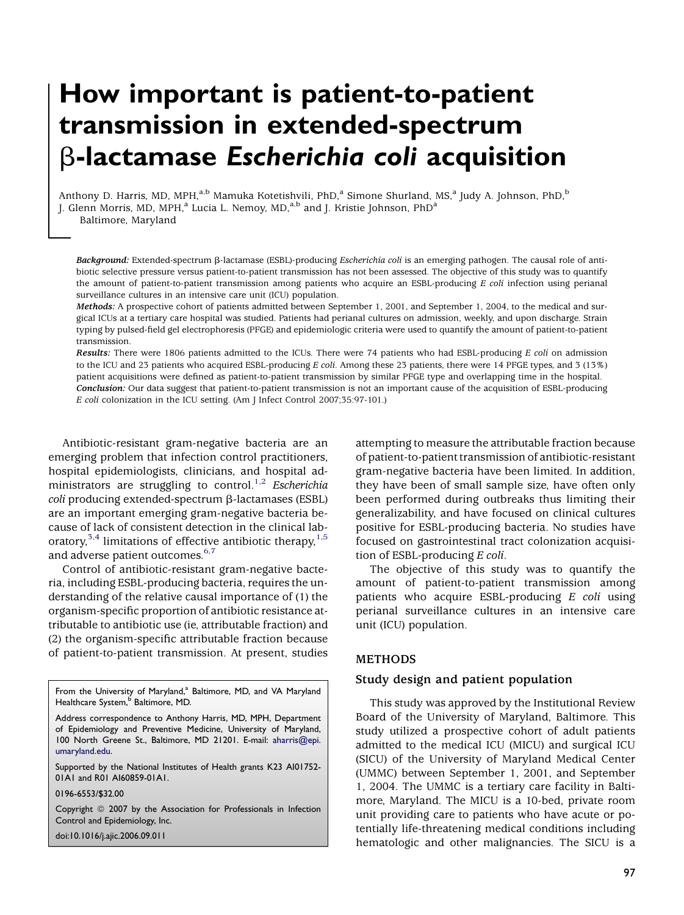# How important is patient-to-patient transmission in extended-spectrum β-lactamase *Escherichia coli* acquisition

Anthony D. Harris, MD, MPH,[a,b] Mamuka Kotetishvili, PhD,[a] Simone Shurland, MS,[a] Judy A. Johnson, PhD,[b] J. Glenn Morris, MD, MPH,[a] Lucia L. Nemoy, MD,[a,b] and J. Kristie Johnson, PhD[a]
Baltimore, Maryland

***Background:*** Extended-spectrum β-lactamase (ESBL)-producing *Escherichia coli* is an emerging pathogen. The causal role of antibiotic selective pressure versus patient-to-patient transmission has not been assessed. The objective of this study was to quantify the amount of patient-to-patient transmission among patients who acquire an ESBL-producing *E coli* infection using perianal surveillance cultures in an intensive care unit (ICU) population.

***Methods:*** A prospective cohort of patients admitted between September 1, 2001, and September 1, 2004, to the medical and surgical ICUs at a tertiary care hospital was studied. Patients had perianal cultures on admission, weekly, and upon discharge. Strain typing by pulsed-field gel electrophoresis (PFGE) and epidemiologic criteria were used to quantify the amount of patient-to-patient transmission.

***Results:*** There were 1806 patients admitted to the ICUs. There were 74 patients who had ESBL-producing *E coli* on admission to the ICU and 23 patients who acquired ESBL-producing *E coli*. Among these 23 patients, there were 14 PFGE types, and 3 (13%) patient acquisitions were defined as patient-to-patient transmission by similar PFGE type and overlapping time in the hospital.

***Conclusion:*** Our data suggest that patient-to-patient transmission is not an important cause of the acquisition of ESBL-producing *E coli* colonization in the ICU setting. (Am J Infect Control 2007;35:97-101.)

Antibiotic-resistant gram-negative bacteria are an emerging problem that infection control practitioners, hospital epidemiologists, clinicians, and hospital administrators are struggling to control.[1,2] *Escherichia coli* producing extended-spectrum β-lactamases (ESBL) are an important emerging gram-negative bacteria because of lack of consistent detection in the clinical laboratory,[3,4] limitations of effective antibiotic therapy,[1,5] and adverse patient outcomes.[6,7]

Control of antibiotic-resistant gram-negative bacteria, including ESBL-producing bacteria, requires the understanding of the relative causal importance of (1) the organism-specific proportion of antibiotic resistance attributable to antibiotic use (ie, attributable fraction) and (2) the organism-specific attributable fraction because of patient-to-patient transmission. At present, studies attempting to measure the attributable fraction because of patient-to-patient transmission of antibiotic-resistant gram-negative bacteria have been limited. In addition, they have been of small sample size, have often only been performed during outbreaks thus limiting their generalizability, and have focused on clinical cultures positive for ESBL-producing bacteria. No studies have focused on gastrointestinal tract colonization acquisition of ESBL-producing *E coli*.

The objective of this study was to quantify the amount of patient-to-patient transmission among patients who acquire ESBL-producing *E coli* using perianal surveillance cultures in an intensive care unit (ICU) population.

From the University of Maryland,[a] Baltimore, MD, and VA Maryland Healthcare System,[b] Baltimore, MD.

Address correspondence to Anthony Harris, MD, MPH, Department of Epidemiology and Preventive Medicine, University of Maryland, 100 North Greene St., Baltimore, MD 21201. E-mail: aharris@epi.umaryland.edu.

Supported by the National Institutes of Health grants K23 AI01752-01A1 and R01 AI60859-01A1.

0196-6553/$32.00

Copyright © 2007 by the Association for Professionals in Infection Control and Epidemiology, Inc.

doi:10.1016/j.ajic.2006.09.011

## METHODS

### Study design and patient population

This study was approved by the Institutional Review Board of the University of Maryland, Baltimore. This study utilized a prospective cohort of adult patients admitted to the medical ICU (MICU) and surgical ICU (SICU) of the University of Maryland Medical Center (UMMC) between September 1, 2001, and September 1, 2004. The UMMC is a tertiary care facility in Baltimore, Maryland. The MICU is a 10-bed, private room unit providing care to patients who have acute or potentially life-threatening medical conditions including hematologic and other malignancies. The SICU is a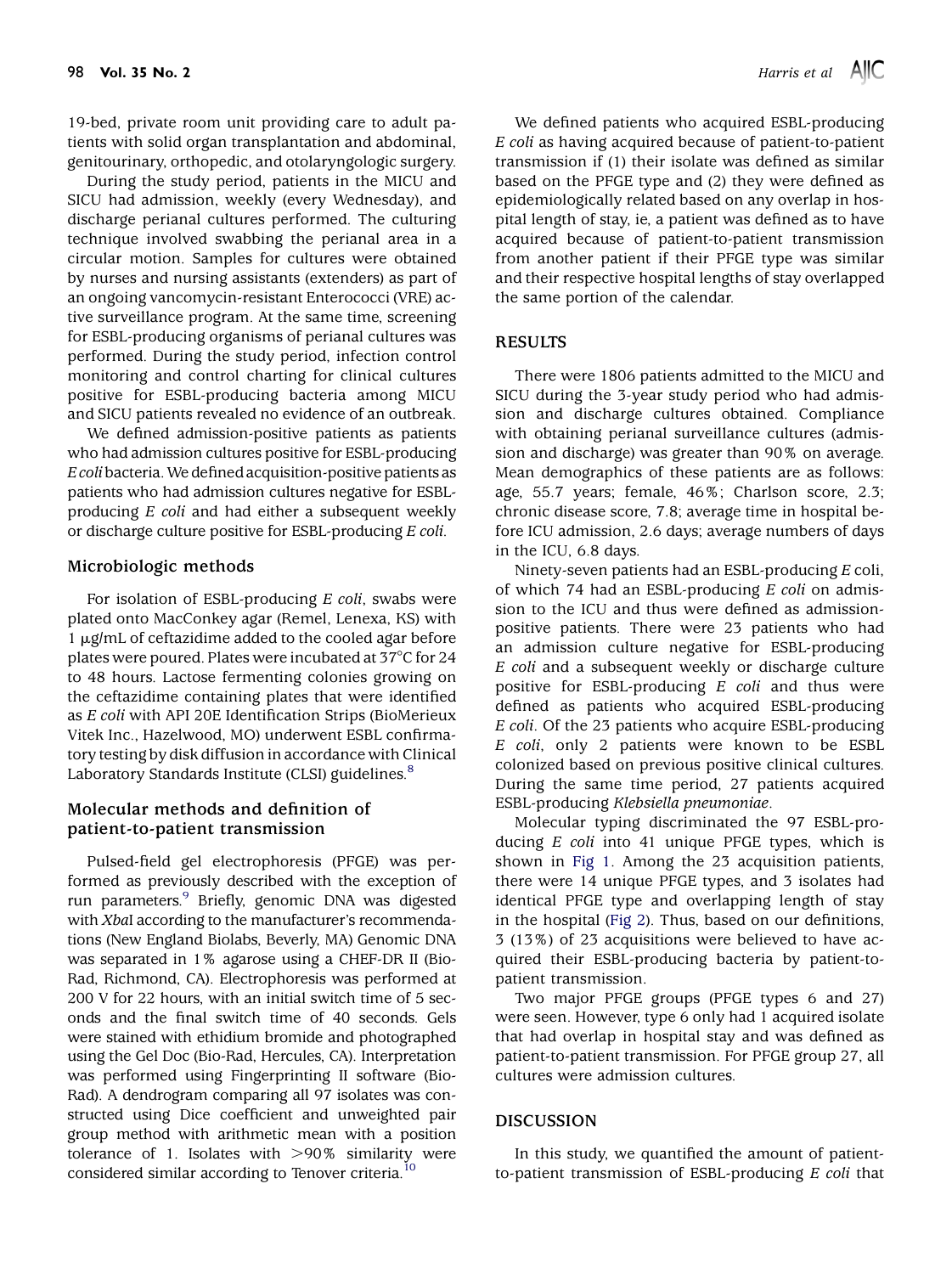19-bed, private room unit providing care to adult patients with solid organ transplantation and abdominal, genitourinary, orthopedic, and otolaryngologic surgery.

During the study period, patients in the MICU and SICU had admission, weekly (every Wednesday), and discharge perianal cultures performed. The culturing technique involved swabbing the perianal area in a circular motion. Samples for cultures were obtained by nurses and nursing assistants (extenders) as part of an ongoing vancomycin-resistant Enterococci (VRE) active surveillance program. At the same time, screening for ESBL-producing organisms of perianal cultures was performed. During the study period, infection control monitoring and control charting for clinical cultures positive for ESBL-producing bacteria among MICU and SICU patients revealed no evidence of an outbreak.

We defined admission-positive patients as patients who had admission cultures positive for ESBL-producing *E coli* bacteria. We defined acquisition-positive patients as patients who had admission cultures negative for ESBL-producing *E coli* and had either a subsequent weekly or discharge culture positive for ESBL-producing *E coli*.

### Microbiologic methods

For isolation of ESBL-producing *E coli*, swabs were plated onto MacConkey agar (Remel, Lenexa, KS) with 1 μg/mL of ceftazidime added to the cooled agar before plates were poured. Plates were incubated at 37°C for 24 to 48 hours. Lactose fermenting colonies growing on the ceftazidime containing plates that were identified as *E coli* with API 20E Identification Strips (BioMerieux Vitek Inc., Hazelwood, MO) underwent ESBL confirmatory testing by disk diffusion in accordance with Clinical Laboratory Standards Institute (CLSI) guidelines.[8]

### Molecular methods and definition of patient-to-patient transmission

Pulsed-field gel electrophoresis (PFGE) was performed as previously described with the exception of run parameters.[9] Briefly, genomic DNA was digested with *Xba*I according to the manufacturer's recommendations (New England Biolabs, Beverly, MA) Genomic DNA was separated in 1% agarose using a CHEF-DR II (Bio-Rad, Richmond, CA). Electrophoresis was performed at 200 V for 22 hours, with an initial switch time of 5 seconds and the final switch time of 40 seconds. Gels were stained with ethidium bromide and photographed using the Gel Doc (Bio-Rad, Hercules, CA). Interpretation was performed using Fingerprinting II software (Bio-Rad). A dendrogram comparing all 97 isolates was constructed using Dice coefficient and unweighted pair group method with arithmetic mean with a position tolerance of 1. Isolates with >90% similarity were considered similar according to Tenover criteria.[10]

We defined patients who acquired ESBL-producing *E coli* as having acquired because of patient-to-patient transmission if (1) their isolate was defined as similar based on the PFGE type and (2) they were defined as epidemiologically related based on any overlap in hospital length of stay, ie, a patient was defined as to have acquired because of patient-to-patient transmission from another patient if their PFGE type was similar and their respective hospital lengths of stay overlapped the same portion of the calendar.

## RESULTS

There were 1806 patients admitted to the MICU and SICU during the 3-year study period who had admission and discharge cultures obtained. Compliance with obtaining perianal surveillance cultures (admission and discharge) was greater than 90% on average. Mean demographics of these patients are as follows: age, 55.7 years; female, 46%; Charlson score, 2.3; chronic disease score, 7.8; average time in hospital before ICU admission, 2.6 days; average numbers of days in the ICU, 6.8 days.

Ninety-seven patients had an ESBL-producing *E* coli, of which 74 had an ESBL-producing *E coli* on admission to the ICU and thus were defined as admission-positive patients. There were 23 patients who had an admission culture negative for ESBL-producing *E coli* and a subsequent weekly or discharge culture positive for ESBL-producing *E coli* and thus were defined as patients who acquired ESBL-producing *E coli*. Of the 23 patients who acquire ESBL-producing *E coli*, only 2 patients were known to be ESBL colonized based on previous positive clinical cultures. During the same time period, 27 patients acquired ESBL-producing *Klebsiella pneumoniae*.

Molecular typing discriminated the 97 ESBL-producing *E coli* into 41 unique PFGE types, which is shown in Fig 1. Among the 23 acquisition patients, there were 14 unique PFGE types, and 3 isolates had identical PFGE type and overlapping length of stay in the hospital (Fig 2). Thus, based on our definitions, 3 (13%) of 23 acquisitions were believed to have acquired their ESBL-producing bacteria by patient-to-patient transmission.

Two major PFGE groups (PFGE types 6 and 27) were seen. However, type 6 only had 1 acquired isolate that had overlap in hospital stay and was defined as patient-to-patient transmission. For PFGE group 27, all cultures were admission cultures.

## DISCUSSION

In this study, we quantified the amount of patient-to-patient transmission of ESBL-producing *E coli* that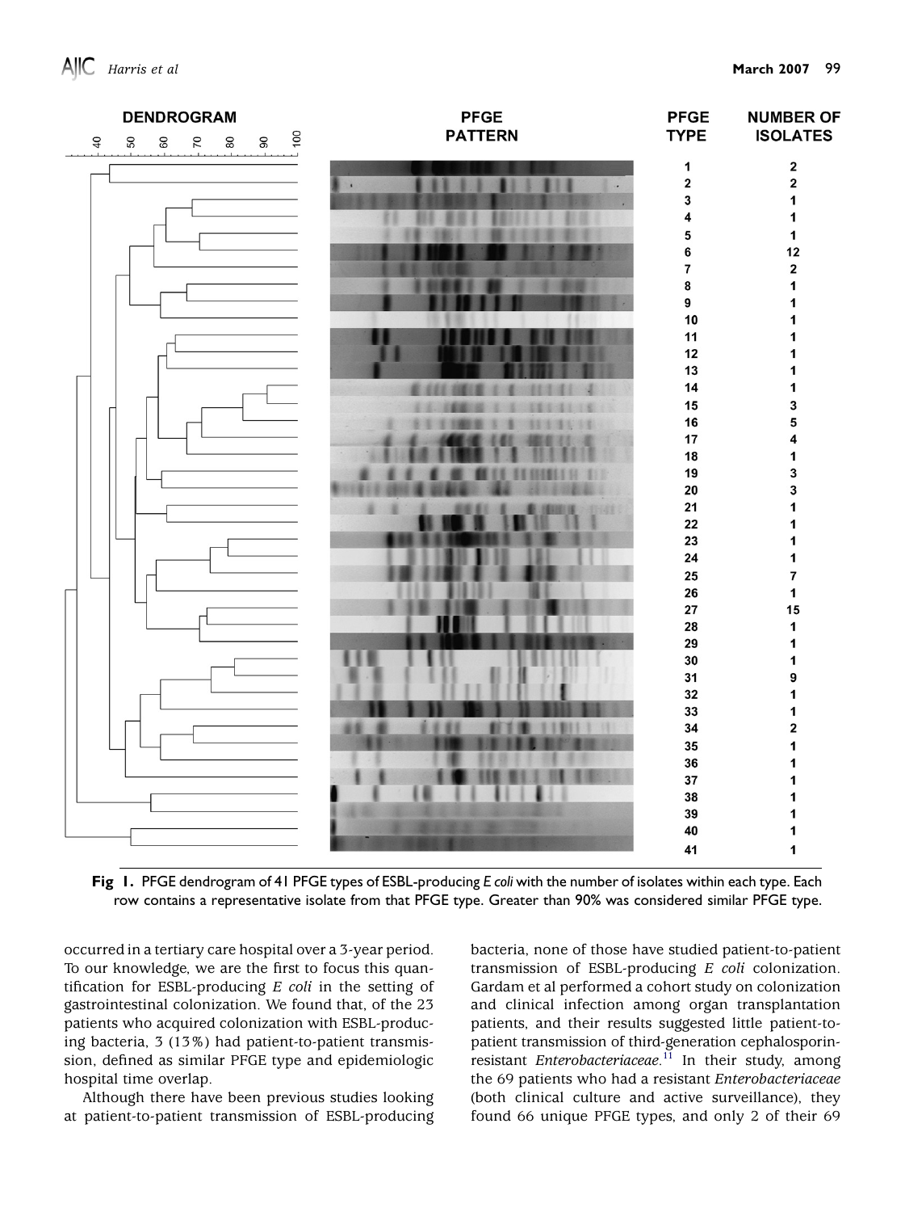| PFGE TYPE | NUMBER OF ISOLATES |
| --- | --- |
| 1 | 2 |
| 2 | 2 |
| 3 | 1 |
| 4 | 1 |
| 5 | 1 |
| 6 | 12 |
| 7 | 2 |
| 8 | 1 |
| 9 | 1 |
| 10 | 1 |
| 11 | 1 |
| 12 | 1 |
| 13 | 1 |
| 14 | 1 |
| 15 | 3 |
| 16 | 5 |
| 17 | 4 |
| 18 | 1 |
| 19 | 3 |
| 20 | 3 |
| 21 | 1 |
| 22 | 1 |
| 23 | 1 |
| 24 | 1 |
| 25 | 7 |
| 26 | 1 |
| 27 | 15 |
| 28 | 1 |
| 29 | 1 |
| 30 | 1 |
| 31 | 9 |
| 32 | 1 |
| 33 | 1 |
| 34 | 2 |
| 35 | 1 |
| 36 | 1 |
| 37 | 1 |
| 38 | 1 |
| 39 | 1 |
| 40 | 1 |
| 41 | 1 |

**Fig 1.** PFGE dendrogram of 41 PFGE types of ESBL-producing *E coli* with the number of isolates within each type. Each row contains a representative isolate from that PFGE type. Greater than 90% was considered similar PFGE type.

occurred in a tertiary care hospital over a 3-year period. To our knowledge, we are the first to focus this quantification for ESBL-producing *E coli* in the setting of gastrointestinal colonization. We found that, of the 23 patients who acquired colonization with ESBL-producing bacteria, 3 (13%) had patient-to-patient transmission, defined as similar PFGE type and epidemiologic hospital time overlap.

Although there have been previous studies looking at patient-to-patient transmission of ESBL-producing bacteria, none of those have studied patient-to-patient transmission of ESBL-producing *E coli* colonization. Gardam et al performed a cohort study on colonization and clinical infection among organ transplantation patients, and their results suggested little patient-to-patient transmission of third-generation cephalosporin-resistant *Enterobacteriaceae*.[11] In their study, among the 69 patients who had a resistant *Enterobacteriaceae* (both clinical culture and active surveillance), they found 66 unique PFGE types, and only 2 of their 69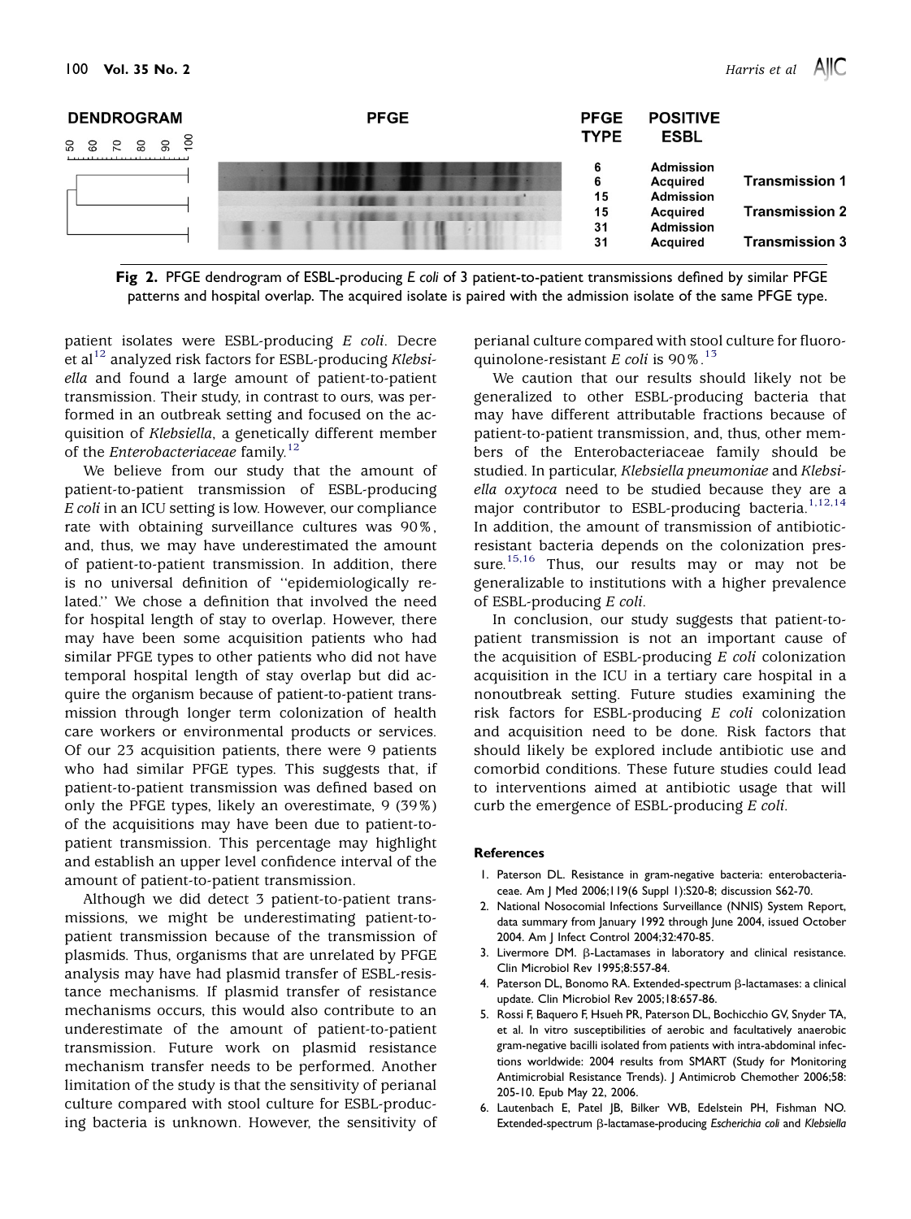**Fig 2.** PFGE dendrogram of ESBL-producing *E coli* of 3 patient-to-patient transmissions defined by similar PFGE patterns and hospital overlap. The acquired isolate is paired with the admission isolate of the same PFGE type.

patient isolates were ESBL-producing *E coli*. Decre et al[12] analyzed risk factors for ESBL-producing *Klebsiella* and found a large amount of patient-to-patient transmission. Their study, in contrast to ours, was performed in an outbreak setting and focused on the acquisition of *Klebsiella*, a genetically different member of the *Enterobacteriaceae* family.[12]

We believe from our study that the amount of patient-to-patient transmission of ESBL-producing *E coli* in an ICU setting is low. However, our compliance rate with obtaining surveillance cultures was 90%, and, thus, we may have underestimated the amount of patient-to-patient transmission. In addition, there is no universal definition of "epidemiologically related." We chose a definition that involved the need for hospital length of stay to overlap. However, there may have been some acquisition patients who had similar PFGE types to other patients who did not have temporal hospital length of stay overlap but did acquire the organism because of patient-to-patient transmission through longer term colonization of health care workers or environmental products or services. Of our 23 acquisition patients, there were 9 patients who had similar PFGE types. This suggests that, if patient-to-patient transmission was defined based on only the PFGE types, likely an overestimate, 9 (39%) of the acquisitions may have been due to patient-to-patient transmission. This percentage may highlight and establish an upper level confidence interval of the amount of patient-to-patient transmission.

Although we did detect 3 patient-to-patient transmissions, we might be underestimating patient-to-patient transmission because of the transmission of plasmids. Thus, organisms that are unrelated by PFGE analysis may have had plasmid transfer of ESBL-resistance mechanisms. If plasmid transfer of resistance mechanisms occurs, this would also contribute to an underestimate of the amount of patient-to-patient transmission. Future work on plasmid resistance mechanism transfer needs to be performed. Another limitation of the study is that the sensitivity of perianal culture compared with stool culture for ESBL-producing bacteria is unknown. However, the sensitivity of perianal culture compared with stool culture for fluoroquinolone-resistant *E coli* is 90%.[13]

We caution that our results should likely not be generalized to other ESBL-producing bacteria that may have different attributable fractions because of patient-to-patient transmission, and, thus, other members of the Enterobacteriaceae family should be studied. In particular, *Klebsiella pneumoniae* and *Klebsiella oxytoca* need to be studied because they are a major contributor to ESBL-producing bacteria.[1,12,14] In addition, the amount of transmission of antibiotic-resistant bacteria depends on the colonization pressure.[15,16] Thus, our results may or may not be generalizable to institutions with a higher prevalence of ESBL-producing *E coli*.

In conclusion, our study suggests that patient-to-patient transmission is not an important cause of the acquisition of ESBL-producing *E coli* colonization acquisition in the ICU in a tertiary care hospital in a nonoutbreak setting. Future studies examining the risk factors for ESBL-producing *E coli* colonization and acquisition need to be done. Risk factors that should likely be explored include antibiotic use and comorbid conditions. These future studies could lead to interventions aimed at antibiotic usage that will curb the emergence of ESBL-producing *E coli*.

## References

1. Paterson DL. Resistance in gram-negative bacteria: enterobacteriaceae. Am J Med 2006;119(6 Suppl 1):S20-8; discussion S62-70.
2. National Nosocomial Infections Surveillance (NNIS) System Report, data summary from January 1992 through June 2004, issued October 2004. Am J Infect Control 2004;32:470-85.
3. Livermore DM. β-Lactamases in laboratory and clinical resistance. Clin Microbiol Rev 1995;8:557-84.
4. Paterson DL, Bonomo RA. Extended-spectrum β-lactamases: a clinical update. Clin Microbiol Rev 2005;18:657-86.
5. Rossi F, Baquero F, Hsueh PR, Paterson DL, Bochicchio GV, Snyder TA, et al. In vitro susceptibilities of aerobic and facultatively anaerobic gram-negative bacilli isolated from patients with intra-abdominal infections worldwide: 2004 results from SMART (Study for Monitoring Antimicrobial Resistance Trends). J Antimicrob Chemother 2006;58: 205-10. Epub May 22, 2006.
6. Lautenbach E, Patel JB, Bilker WB, Edelstein PH, Fishman NO. Extended-spectrum β-lactamase-producing *Escherichia coli* and *Klebsiella*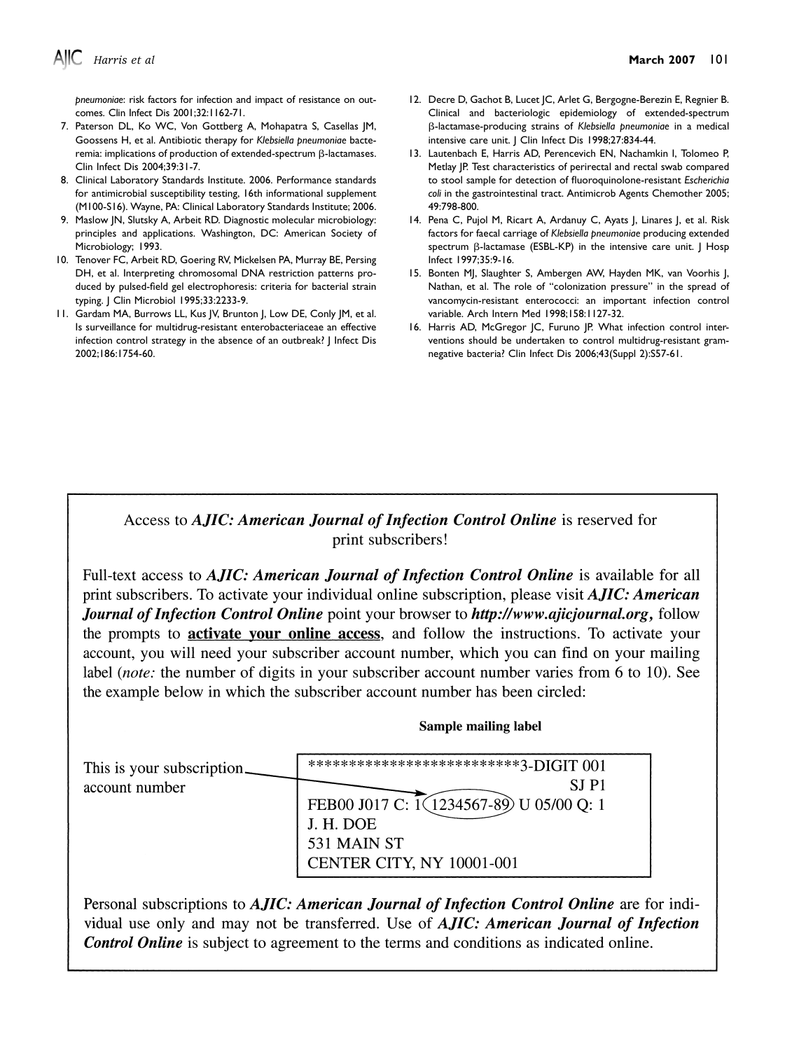*pneumoniae*: risk factors for infection and impact of resistance on outcomes. Clin Infect Dis 2001;32:1162-71.

7. Paterson DL, Ko WC, Von Gottberg A, Mohapatra S, Casellas JM, Goossens H, et al. Antibiotic therapy for *Klebsiella pneumoniae* bacteremia: implications of production of extended-spectrum β-lactamases. Clin Infect Dis 2004;39:31-7.
8. Clinical Laboratory Standards Institute. 2006. Performance standards for antimicrobial susceptibility testing, 16th informational supplement (M100-S16). Wayne, PA: Clinical Laboratory Standards Institute; 2006.
9. Maslow JN, Slutsky A, Arbeit RD. Diagnostic molecular microbiology: principles and applications. Washington, DC: American Society of Microbiology; 1993.
10. Tenover FC, Arbeit RD, Goering RV, Mickelsen PA, Murray BE, Persing DH, et al. Interpreting chromosomal DNA restriction patterns produced by pulsed-field gel electrophoresis: criteria for bacterial strain typing. J Clin Microbiol 1995;33:2233-9.
11. Gardam MA, Burrows LL, Kus JV, Brunton J, Low DE, Conly JM, et al. Is surveillance for multidrug-resistant enterobacteriaceae an effective infection control strategy in the absence of an outbreak? J Infect Dis 2002;186:1754-60.
12. Decre D, Gachot B, Lucet JC, Arlet G, Bergogne-Berezin E, Regnier B. Clinical and bacteriologic epidemiology of extended-spectrum β-lactamase-producing strains of *Klebsiella pneumoniae* in a medical intensive care unit. J Clin Infect Dis 1998;27:834-44.
13. Lautenbach E, Harris AD, Perencevich EN, Nachamkin I, Tolomeo P, Metlay JP. Test characteristics of perirectal and rectal swab compared to stool sample for detection of fluoroquinolone-resistant *Escherichia coli* in the gastrointestinal tract. Antimicrob Agents Chemother 2005;49:798-800.
14. Pena C, Pujol M, Ricart A, Ardanuy C, Ayats J, Linares J, et al. Risk factors for faecal carriage of *Klebsiella pneumoniae* producing extended spectrum β-lactamase (ESBL-KP) in the intensive care unit. J Hosp Infect 1997;35:9-16.
15. Bonten MJ, Slaughter S, Ambergen AW, Hayden MK, van Voorhis J, Nathan, et al. The role of "colonization pressure" in the spread of vancomycin-resistant enterococci: an important infection control variable. Arch Intern Med 1998;158:1127-32.
16. Harris AD, McGregor JC, Furuno JP. What infection control interventions should be undertaken to control multidrug-resistant gram-negative bacteria? Clin Infect Dis 2006;43(Suppl 2):S57-61.

---

Access to ***AJIC: American Journal of Infection Control Online*** is reserved for print subscribers!

Full-text access to ***AJIC: American Journal of Infection Control Online*** is available for all print subscribers. To activate your individual online subscription, please visit ***AJIC: American Journal of Infection Control Online*** point your browser to ***http://www.ajicjournal.org,*** follow the prompts to **activate your online access**, and follow the instructions. To activate your account, you will need your subscriber account number, which you can find on your mailing label (*note:* the number of digits in your subscriber account number varies from 6 to 10). See the example below in which the subscriber account number has been circled:

**Sample mailing label**

This is your subscription account number

```
**************************3-DIGIT 001
                                SJ P1
FEB00 J017 C: 1 (1234567-89) U 05/00 Q: 1
J. H. DOE
531 MAIN ST
CENTER CITY, NY 10001-001
```

Personal subscriptions to ***AJIC: American Journal of Infection Control Online*** are for individual use only and may not be transferred. Use of ***AJIC: American Journal of Infection Control Online*** is subject to agreement to the terms and conditions as indicated online.